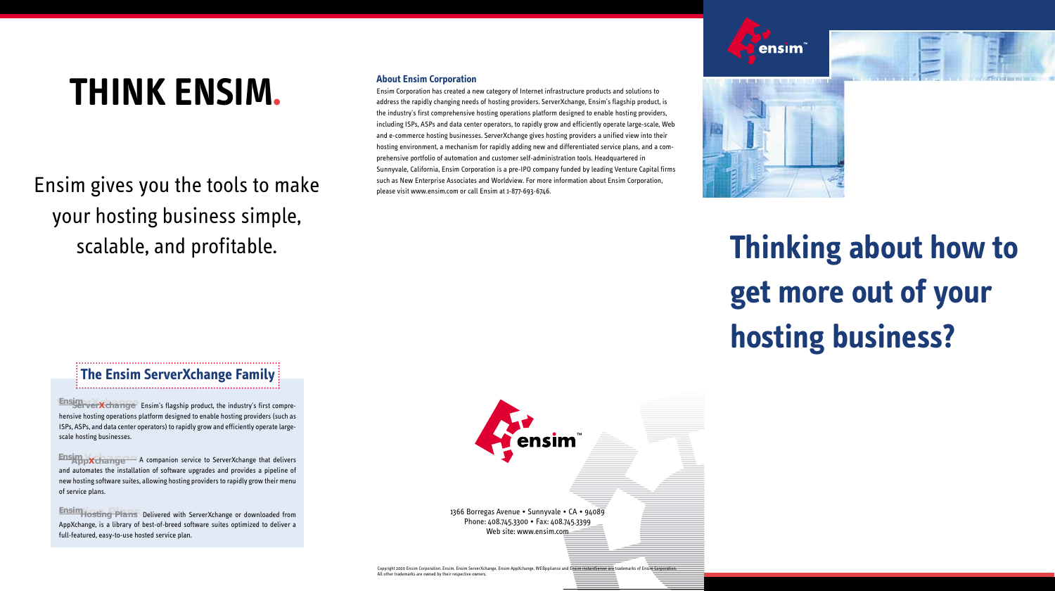# THINK ENSIM.

Ensim gives you the tools to make your hosting business simple, scalable, and profitable.

## The Ensim ServerXchange Family

**Ensim ServerXchange** Ensim's flagship product, the industry's first comprehensive hosting operations platform designed to enable hosting providers (such as ISPs, ASPs, and data center operators) to rapidly grow and efficiently operate large-scale hosting businesses.

**Ensim AppXchange** A companion service to ServerXchange that delivers and automates the installation of software upgrades and provides a pipeline of new hosting software suites, allowing hosting providers to rapidly grow their menu of service plans.

**Ensim Hosting Plans** Delivered with ServerXchange or downloaded from AppXchange, is a library of best-of-breed software suites optimized to deliver a full-featured, easy-to-use hosted service plan.

### About Ensim Corporation

Ensim Corporation has created a new category of Internet infrastructure products and solutions to address the rapidly changing needs of hosting providers. ServerXchange, Ensim's flagship product, is the industry's first comprehensive hosting operations platform designed to enable hosting providers, including ISPs, ASPs and data center operators, to rapidly grow and efficiently operate large-scale, Web and e-commerce hosting businesses. ServerXchange gives hosting providers a unified view into their hosting environment, a mechanism for rapidly adding new and differentiated service plans, and a comprehensive portfolio of automation and customer self-administration tools. Headquartered in Sunnyvale, California, Ensim Corporation is a pre-IPO company funded by leading Venture Capital firms such as New Enterprise Associates and Worldview. For more information about Ensim Corporation, please visit www.ensim.com or call Ensim at 1-877-693-6746.

ensim™

1366 Borregas Avenue • Sunnyvale • CA • 94089
Phone: 408.745.3300 • Fax: 408.745.3399
Web site: www.ensim.com

Copyright 2000 Ensim Corporation. Ensim, Ensim ServerXchange, Ensim AppXchange, WEBppliance and Ensim instantServer are trademarks of Ensim Corporation. All other trademarks are owned by their respective owners.

ensim™

# Thinking about how to get more out of your hosting business?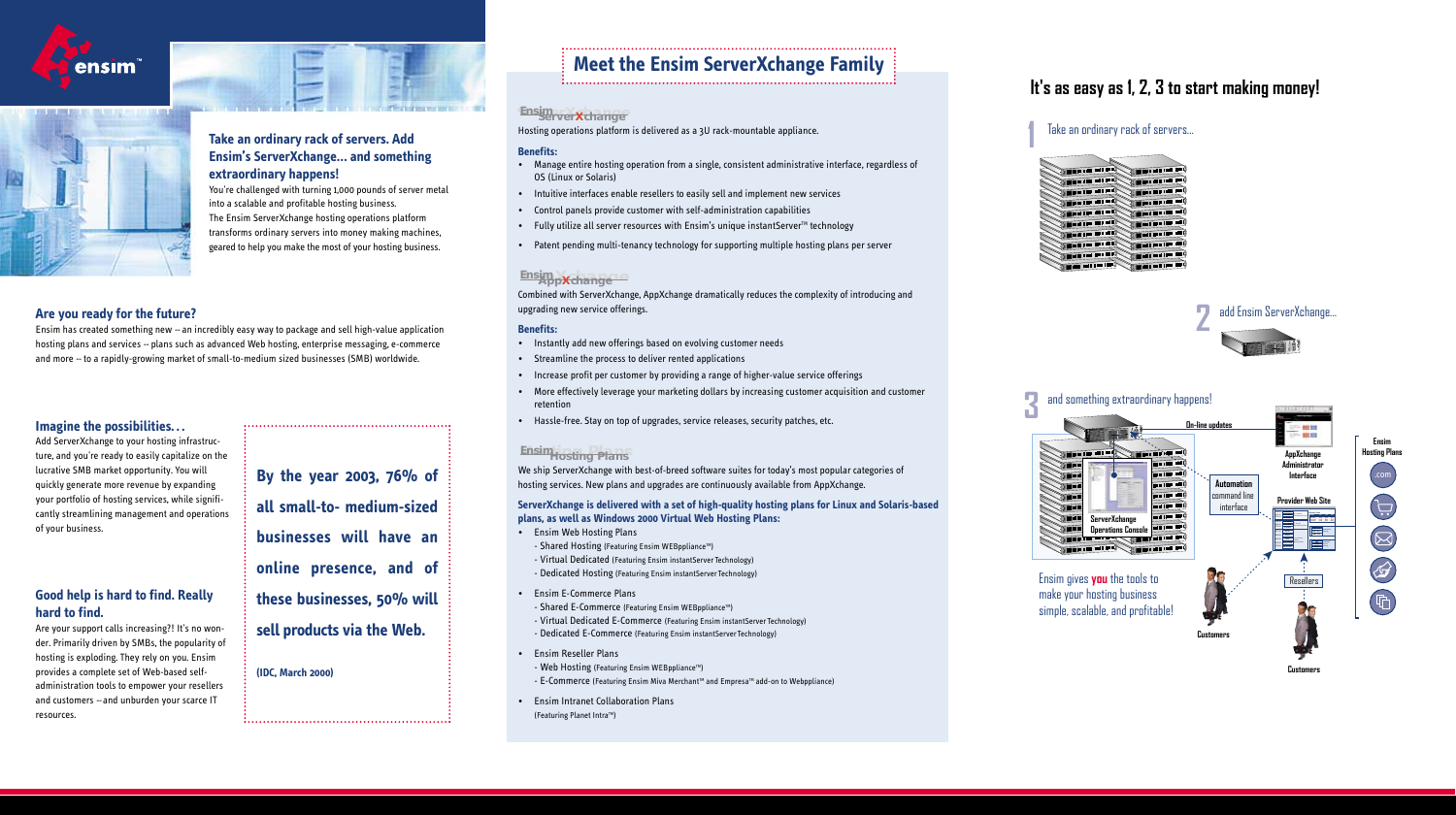ensim™

## Take an ordinary rack of servers. Add Ensim's ServerXchange... and something extraordinary happens!

You're challenged with turning 1,000 pounds of server metal into a scalable and profitable hosting business. The Ensim ServerXchange hosting operations platform transforms ordinary servers into money making machines, geared to help you make the most of your hosting business.

### Are you ready for the future?

Ensim has created something new -- an incredibly easy way to package and sell high-value application hosting plans and services -- plans such as advanced Web hosting, enterprise messaging, e-commerce and more -- to a rapidly-growing market of small-to-medium sized businesses (SMB) worldwide.

### Imagine the possibilities...

Add ServerXchange to your hosting infrastructure, and you're ready to easily capitalize on the lucrative SMB market opportunity. You will quickly generate more revenue by expanding your portfolio of hosting services, while significantly streamlining management and operations of your business.

### Good help is hard to find. Really hard to find.

Are your support calls increasing?! It's no wonder. Primarily driven by SMBs, the popularity of hosting is exploding. They rely on you. Ensim provides a complete set of Web-based self-administration tools to empower your resellers and customers -- and unburden your scarce IT resources.

**By the year 2003, 76% of all small-to- medium-sized businesses will have an online presence, and of these businesses, 50% will sell products via the Web.**

**(IDC, March 2000)**

## Meet the Ensim ServerXchange Family

### Ensim ServerXchange

Hosting operations platform is delivered as a 3U rack-mountable appliance.

**Benefits:**

- Manage entire hosting operation from a single, consistent administrative interface, regardless of OS (Linux or Solaris)
- Intuitive interfaces enable resellers to easily sell and implement new services
- Control panels provide customer with self-administration capabilities
- Fully utilize all server resources with Ensim's unique instantServer™ technology
- Patent pending multi-tenancy technology for supporting multiple hosting plans per server

### Ensim AppXchange

Combined with ServerXchange, AppXchange dramatically reduces the complexity of introducing and upgrading new service offerings.

**Benefits:**

- Instantly add new offerings based on evolving customer needs
- Streamline the process to deliver rented applications
- Increase profit per customer by providing a range of higher-value service offerings
- More effectively leverage your marketing dollars by increasing customer acquisition and customer retention
- Hassle-free. Stay on top of upgrades, service releases, security patches, etc.

### Ensim Hosting Plans

We ship ServerXchange with best-of-breed software suites for today's most popular categories of hosting services. New plans and upgrades are continuously available from AppXchange.

**ServerXchange is delivered with a set of high-quality hosting plans for Linux and Solaris-based plans, as well as Windows 2000 Virtual Web Hosting Plans:**

- Ensim Web Hosting Plans
  - Shared Hosting (Featuring Ensim WEBppliance™)
  - Virtual Dedicated (Featuring Ensim instantServer Technology)
  - Dedicated Hosting (Featuring Ensim instantServer Technology)
- Ensim E-Commerce Plans
  - Shared E-Commerce (Featuring Ensim WEBppliance™)
  - Virtual Dedicated E-Commerce (Featuring Ensim instantServer Technology)
  - Dedicated E-Commerce (Featuring Ensim instantServer Technology)
- Ensim Reseller Plans
  - Web Hosting (Featuring Ensim WEBppliance™)
  - E-Commerce (Featuring Ensim Miva Merchant™ and Empresa™ add-on to Webppliance)
- Ensim Intranet Collaboration Plans (Featuring Planet Intra™)

## It's as easy as 1, 2, 3 to start making money!

1 Take an ordinary rack of servers...

2 add Ensim ServerXchange...

3 and something extraordinary happens!

On-line updates

ServerXchange Operations Console

Automation command line interface

AppXchange Administrator Interface

Provider Web Site

Ensim Hosting Plans

.com

Resellers

Customers

Customers

Ensim gives **you** the tools to make your hosting business simple, scalable, and profitable!